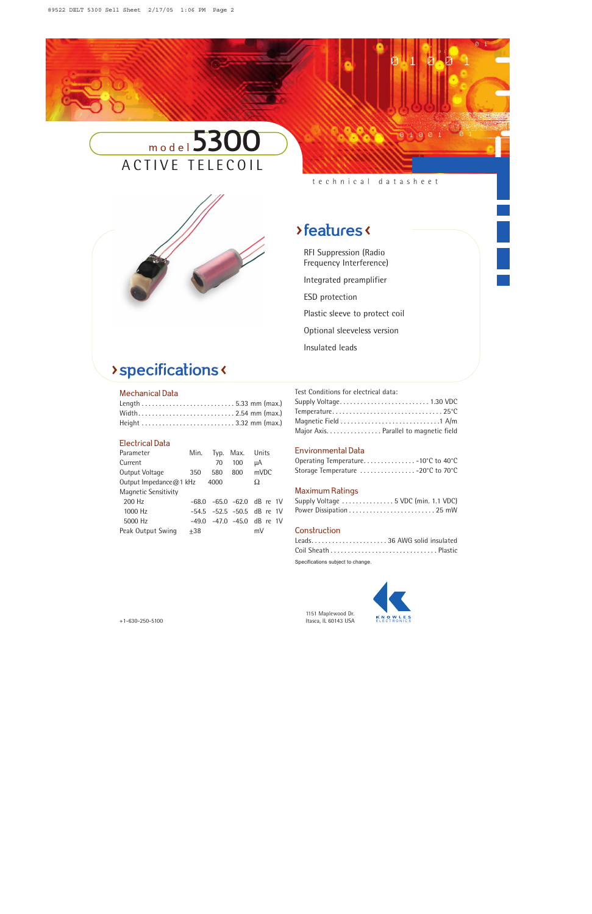# model 5300

## ACTIVE TELECOIL

technical datasheet

## features

- RFI Suppression (Radio Frequency Interference)
- Integrated preamplifier
- ESD protection
- Plastic sleeve to protect coil
- Optional sleeveless version
- Insulated leads

## specifications

### Mechanical Data

Length ........................... 5.33 mm (max.)
Width ............................ 2.54 mm (max.)
Height ........................... 3.32 mm (max.)

### Electrical Data

| Parameter | Min. | Typ. | Max. | Units |
|---|---|---|---|---|
| Current | | 70 | 100 | µA |
| Output Voltage | 350 | 580 | 800 | mVDC |
| Output Impedance@1 kHz | | 4000 | | Ω |
| Magnetic Sensitivity | | | | |
| 200 Hz | -68.0 | -65.0 | -62.0 | dB re 1V |
| 1000 Hz | -54.5 | -52.5 | -50.5 | dB re 1V |
| 5000 Hz | -49.0 | -47.0 | -45.0 | dB re 1V |
| Peak Output Swing | ±38 | | | mV |

Test Conditions for electrical data:
Supply Voltage .......................... 1.30 VDC
Temperature .................................. 25°C
Magnetic Field ............................... 1 A/m
Major Axis ................ Parallel to magnetic field

### Environmental Data

Operating Temperature ............... -10°C to 40°C
Storage Temperature ................ -20°C to 70°C

### Maximum Ratings

Supply Voltage ............... 5 VDC (min. 1.1 VDC)
Power Dissipation ......................... 25 mW

### Construction

Leads ...................... 36 AWG solid insulated
Coil Sheath .............................. Plastic

Specifications subject to change.

+1-630-250-5100

1151 Maplewood Dr.
Itasca, IL 60143 USA

KNOWLES ELECTRONICS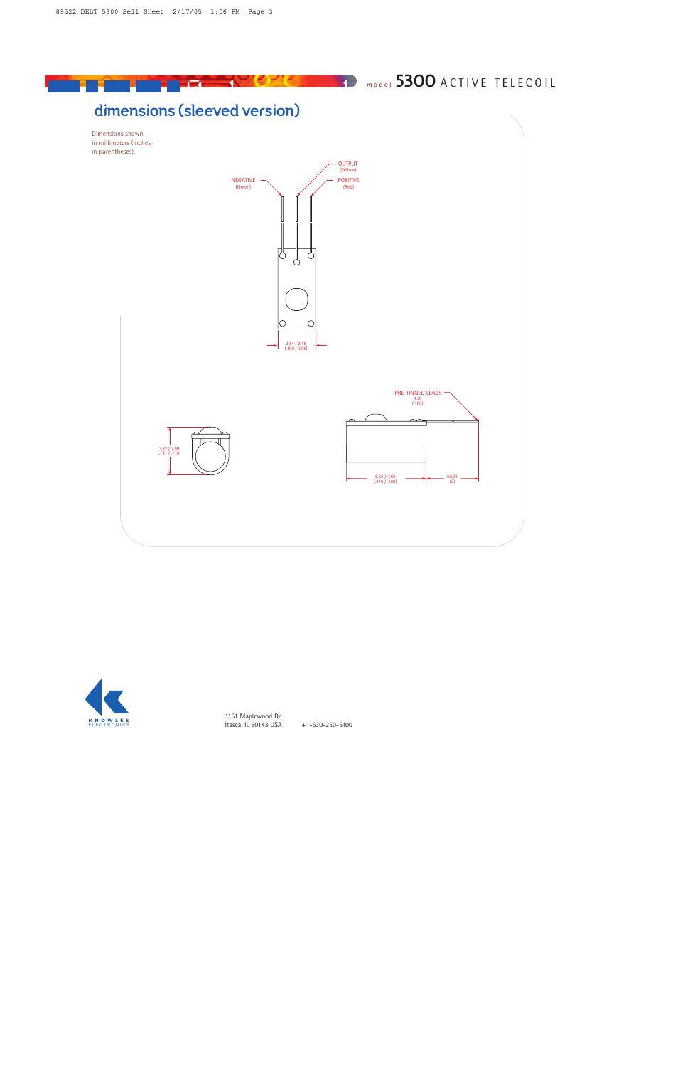# dimensions (sleeved version)

Dimensions shown in millimeters (inches in parentheses).

NEGATIVE (Green)

OUTPUT (Yellow)

POSITIVE (Red)

2,54 / 2,16 (.100 / .085)

PRE-TINNED LEADS 4,78 (.188)

3,32 / 2,99 (.131 / .118)

5,33 / 4,62 (.210 / .182)

50,73 (2)

1151 Maplewood Dr.
Itasca, IL 60143 USA +1-630-250-5100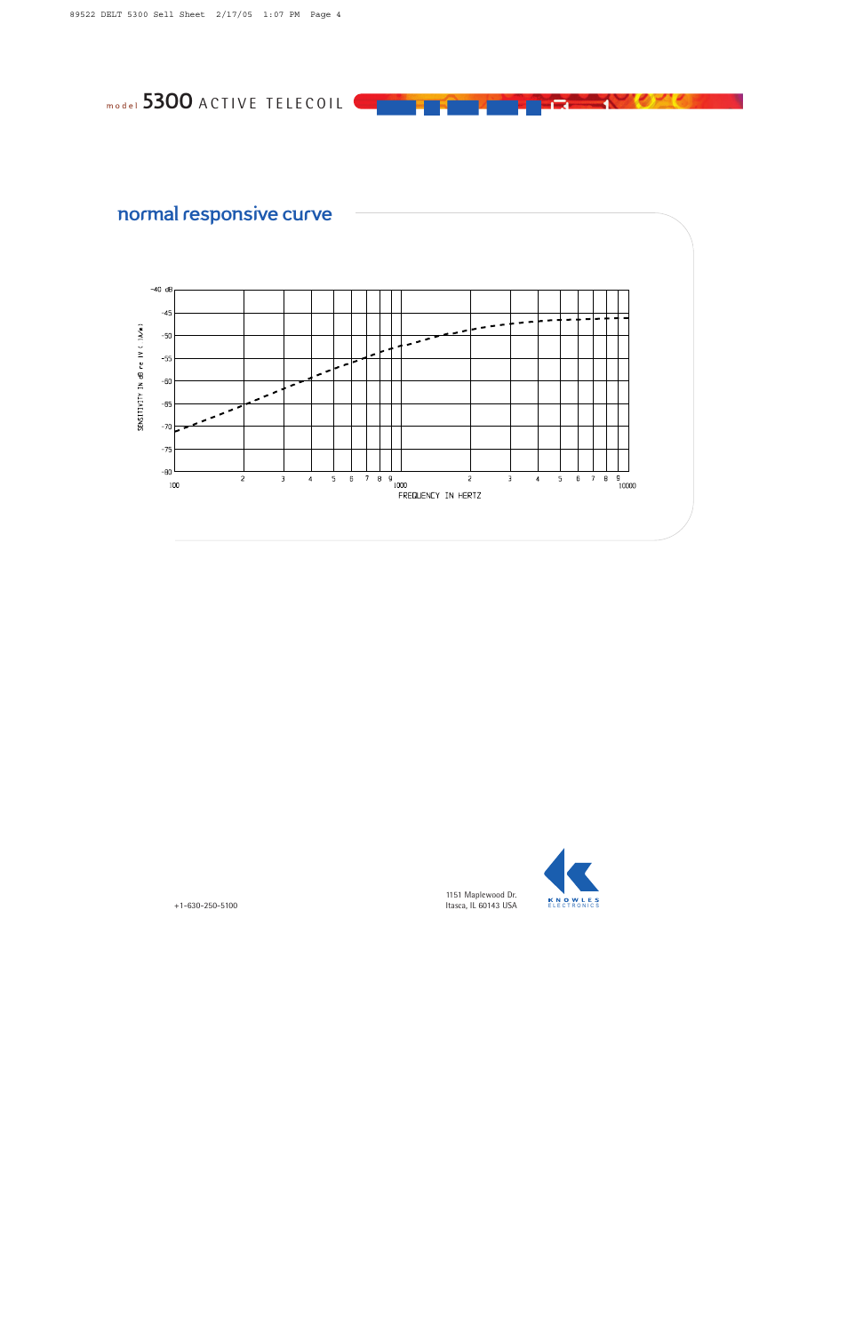model **5300** ACTIVE TELECOIL

## normal responsive curve

SENSITIVITY IN dB re 1V ( 1A/m )

-40 dB
-45
-50
-55
-60
-65
-70
-75
-80

100 2 3 4 5 6 7 8 9 1000 2 3 4 5 6 7 8 9 10000

FREQUENCY IN HERTZ

+1-630-250-5100

1151 Maplewood Dr.
Itasca, IL 60143 USA

KNOWLES ELECTRONICS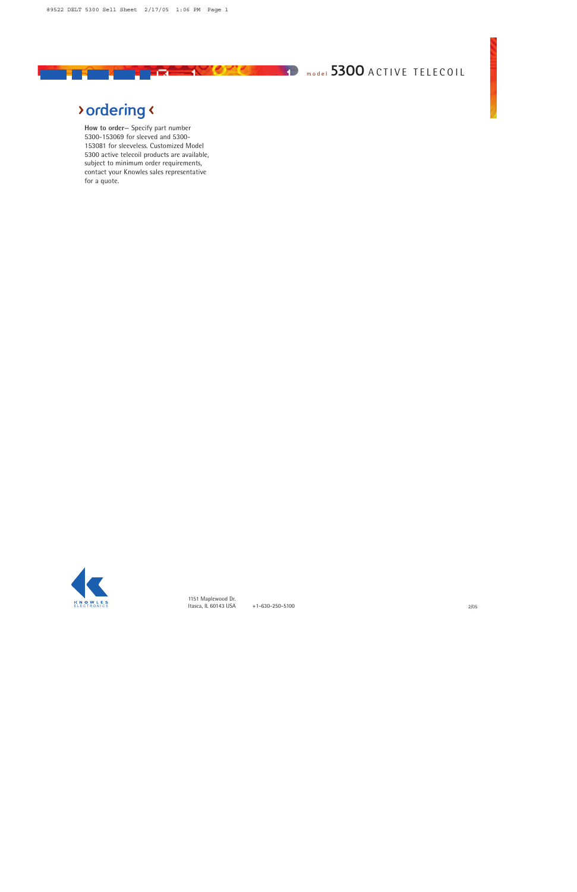# ›ordering‹

**How to order**– Specify part number 5300-153069 for sleeved and 5300-153081 for sleeveless. Customized Model 5300 active telecoil products are available, subject to minimum order requirements, contact your Knowles sales representative for a quote.

KNOWLES ELECTRONICS

1151 Maplewood Dr.
Itasca, IL 60143 USA

+1-630-250-5100

2/05